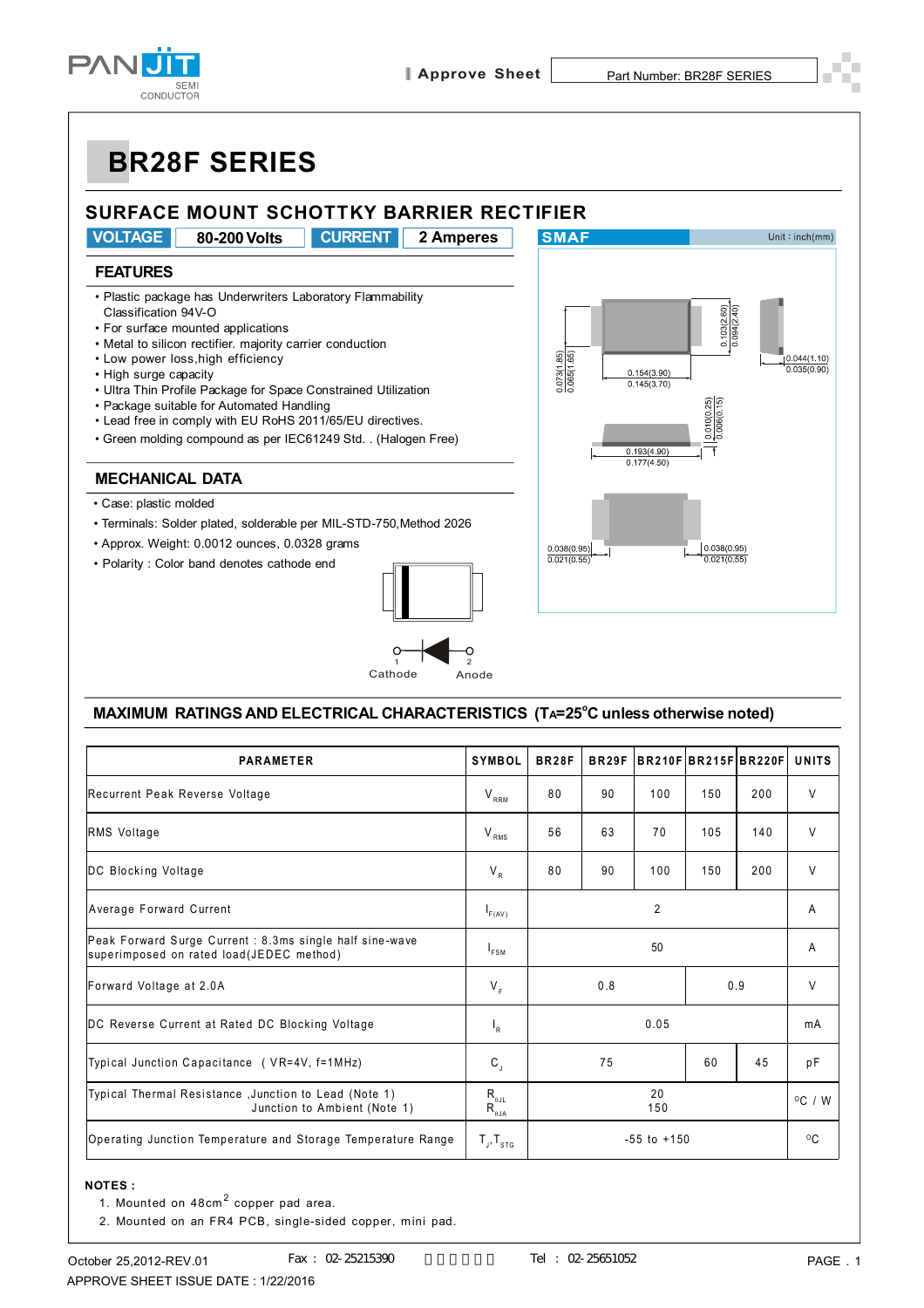# BR28F SERIES

## SURFACE MOUNT SCHOTTKY BARRIER RECTIFIER

**VOLTAGE** 80-200 Volts **CURRENT** 2 Amperes

**SMAF** Unit : inch(mm)

### FEATURES

- Plastic package has Underwriters Laboratory Flammability Classification 94V-O
- For surface mounted applications
- Metal to silicon rectifier. majority carrier conduction
- Low power loss,high efficiency
- High surge capacity
- Ultra Thin Profile Package for Space Constrained Utilization
- Package suitable for Automated Handling
- Lead free in comply with EU RoHS 2011/65/EU directives.
- Green molding compound as per IEC61249 Std. . (Halogen Free)

### MECHANICAL DATA

- Case: plastic molded
- Terminals: Solder plated, solderable per MIL-STD-750,Method 2026
- Approx. Weight: 0.0012 ounces, 0.0328 grams
- Polarity : Color band denotes cathode end

0.103(2.60) 0.094(2.40)
0.073(1.85) 0.065(1.65)
0.154(3.90) 0.145(3.70)
0.044(1.10) 0.035(0.90)
0.010(0.25) 0.006(0.15)
0.193(4.90) 0.177(4.50)
0.038(0.95) 0.021(0.55)
0.038(0.95) 0.021(0.55)

1 Cathode 2 Anode

### MAXIMUM RATINGS AND ELECTRICAL CHARACTERISTICS ($T_A$=25°C unless otherwise noted)

| PARAMETER | SYMBOL | BR28F | BR29F | BR210F | BR215F | BR220F | UNITS |
|---|---|---|---|---|---|---|---|
| Recurrent Peak Reverse Voltage | $V_{RRM}$ | 80 | 90 | 100 | 150 | 200 | V |
| RMS Voltage | $V_{RMS}$ | 56 | 63 | 70 | 105 | 140 | V |
| DC Blocking Voltage | $V_R$ | 80 | 90 | 100 | 150 | 200 | V |
| Average Forward Current | $I_{F(AV)}$ | 2 | | | | | A |
| Peak Forward Surge Current : 8.3ms single half sine-wave superimposed on rated load(JEDEC method) | $I_{FSM}$ | 50 | | | | | A |
| Forward Voltage at 2.0A | $V_F$ | 0.8 | | | 0.9 | | V |
| DC Reverse Current at Rated DC Blocking Voltage | $I_R$ | 0.05 | | | | | mA |
| Typical Junction Capacitance ( VR=4V, f=1MHz) | $C_J$ | 75 | | | 60 | 45 | pF |
| Typical Thermal Resistance ,Junction to Lead (Note 1) Junction to Ambient (Note 1) | $R_{\theta JL}$ $R_{\theta JA}$ | 20 150 | | | | | °C / W |
| Operating Junction Temperature and Storage Temperature Range | $T_J$,$T_{STG}$ | -55 to +150 | | | | | °C |

**NOTES :**

1. Mounted on 48cm$^2$ copper pad area.
2. Mounted on an FR4 PCB, single-sided copper, mini pad.

October 25,2012-REV.01 Fax : 02-25215390 Tel : 02-25651052

APPROVE SHEET ISSUE DATE : 1/22/2016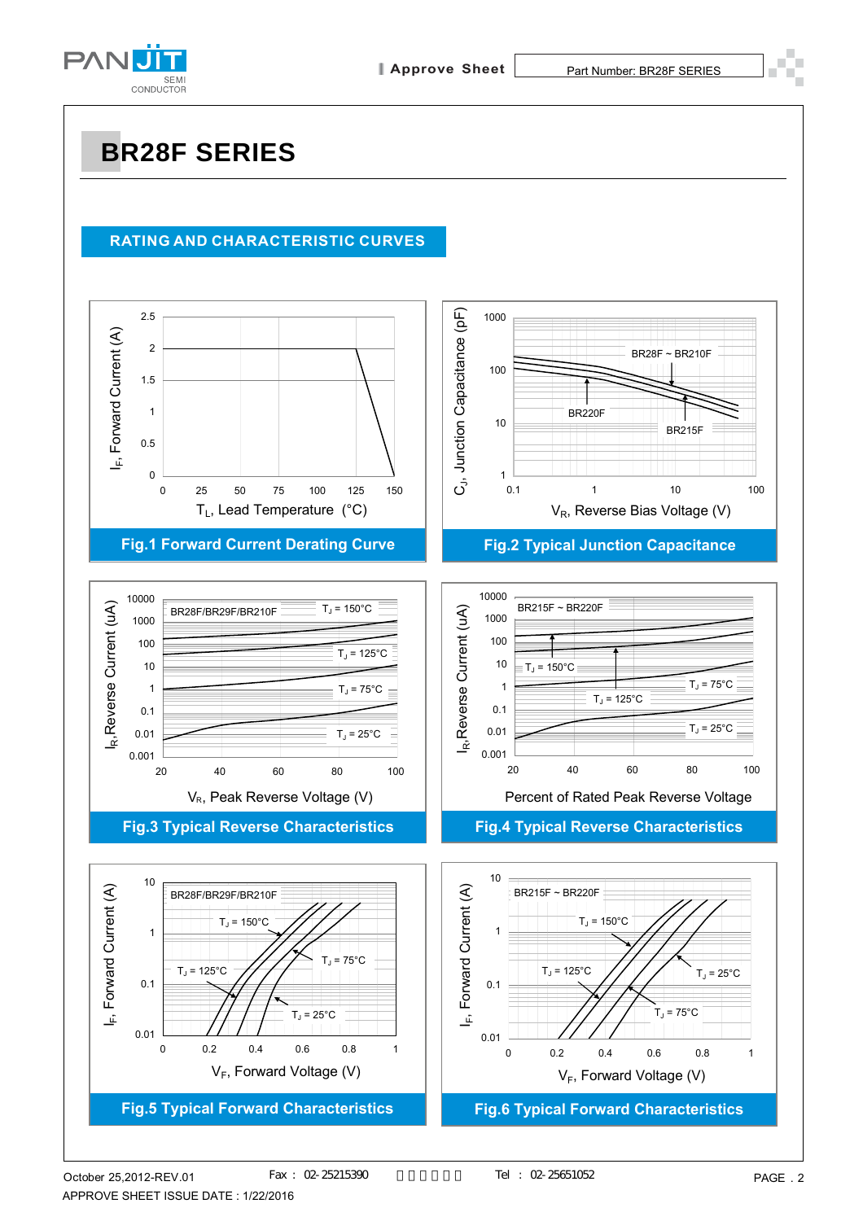# BR28F SERIES

## RATING AND CHARACTERISTIC CURVES

2.5
2
1.5
1
0.5
0
0 25 50 75 100 125 150
$I_F$, Forward Current (A)
$T_L$, Lead Temperature (°C)

**Fig.1 Forward Current Derating Curve**

1000
100
10
1
0.1 1 10 100
BR28F ~ BR210F
BR220F
BR215F
$C_J$, Junction Capacitance (pF)
$V_R$, Reverse Bias Voltage (V)

**Fig.2 Typical Junction Capacitance**

10000
1000
100
10
1
0.1
0.01
0.001
20 40 60 80 100
BR28F/BR29F/BR210F
$T_J$ = 150°C
$T_J$ = 125°C
$T_J$ = 75°C
$T_J$ = 25°C
$I_R$, Reverse Current (uA)
$V_R$, Peak Reverse Voltage (V)

**Fig.3 Typical Reverse Characteristics**

10000
1000
100
10
1
0.1
0.01
0.001
20 40 60 80 100
BR215F ~ BR220F
$T_J$ = 150°C
$T_J$ = 125°C
$T_J$ = 75°C
$T_J$ = 25°C
$I_R$, Reverse Current (uA)
Percent of Rated Peak Reverse Voltage

**Fig.4 Typical Reverse Characteristics**

10
1
0.1
0.01
0 0.2 0.4 0.6 0.8 1
BR28F/BR29F/BR210F
$T_J$ = 150°C
$T_J$ = 125°C
$T_J$ = 75°C
$T_J$ = 25°C
$I_F$, Forward Current (A)
$V_F$, Forward Voltage (V)

**Fig.5 Typical Forward Characteristics**

10
1
0.1
0.01
0 0.2 0.4 0.6 0.8 1
BR215F ~ BR220F
$T_J$ = 150°C
$T_J$ = 125°C
$T_J$ = 25°C
$T_J$ = 75°C
$I_F$, Forward Current (A)
$V_F$, Forward Voltage (V)

**Fig.6 Typical Forward Characteristics**

October 25,2012-REV.01
APPROVE SHEET ISSUE DATE : 1/22/2016